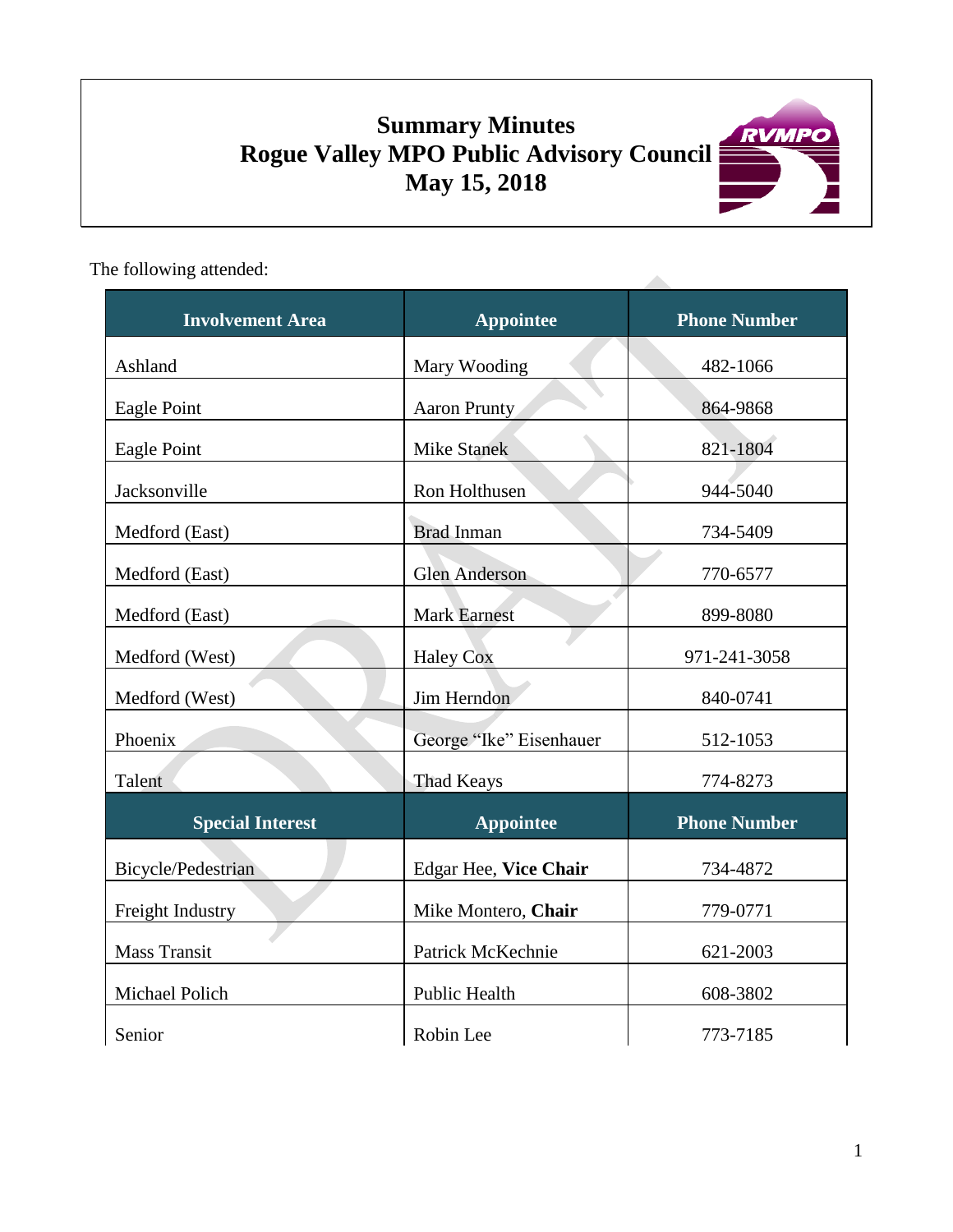# Summary Minutes
# Rogue Valley MPO Public Advisory Council
# May 15, 2018

The following attended:

| Involvement Area | Appointee | Phone Number |
|---|---|---|
| Ashland | Mary Wooding | 482-1066 |
| Eagle Point | Aaron Prunty | 864-9868 |
| Eagle Point | Mike Stanek | 821-1804 |
| Jacksonville | Ron Holthusen | 944-5040 |
| Medford (East) | Brad Inman | 734-5409 |
| Medford (East) | Glen Anderson | 770-6577 |
| Medford (East) | Mark Earnest | 899-8080 |
| Medford (West) | Haley Cox | 971-241-3058 |
| Medford (West) | Jim Herndon | 840-0741 |
| Phoenix | George "Ike" Eisenhauer | 512-1053 |
| Talent | Thad Keays | 774-8273 |
| **Special Interest** | **Appointee** | **Phone Number** |
| Bicycle/Pedestrian | Edgar Hee, **Vice Chair** | 734-4872 |
| Freight Industry | Mike Montero, **Chair** | 779-0771 |
| Mass Transit | Patrick McKechnie | 621-2003 |
| Michael Polich | Public Health | 608-3802 |
| Senior | Robin Lee | 773-7185 |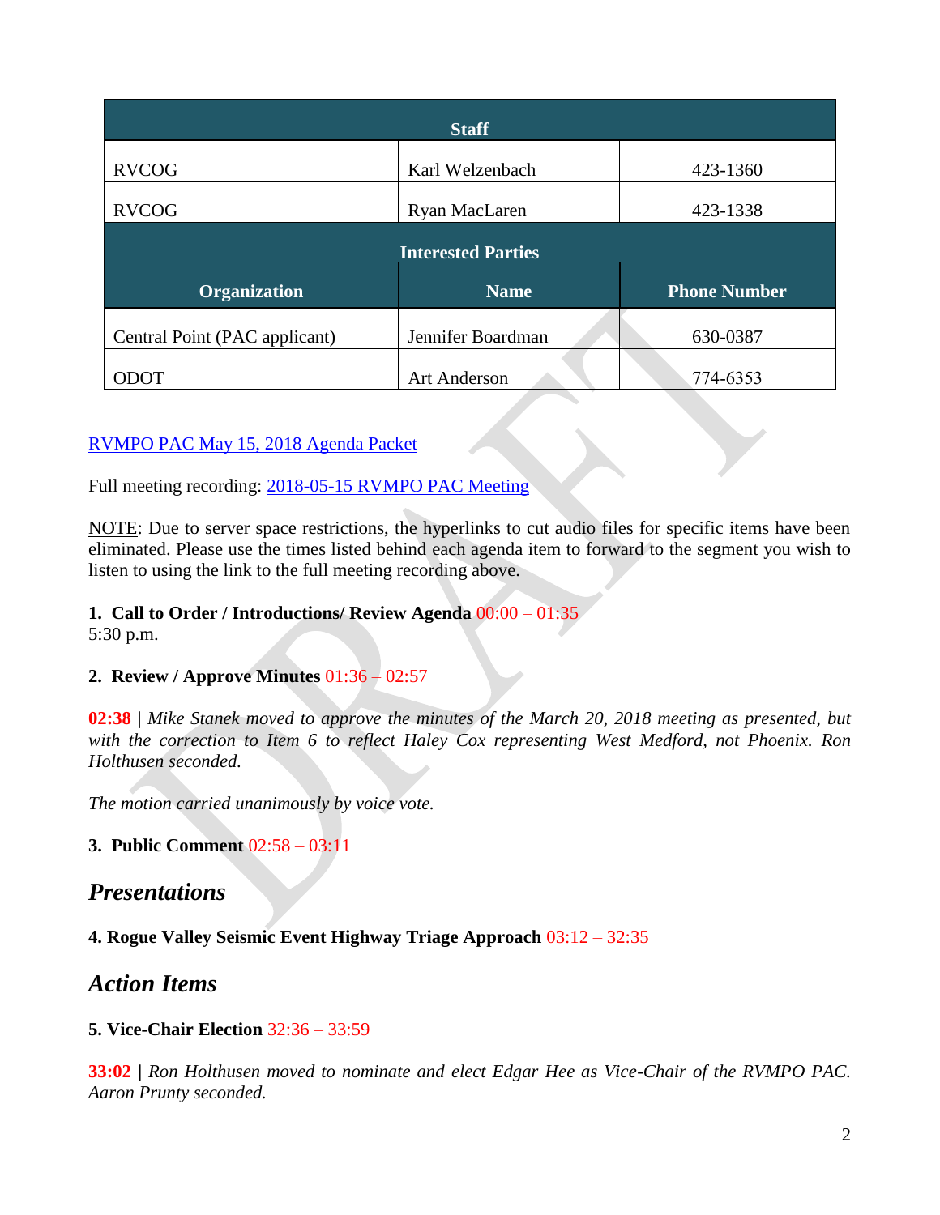| Staff | | |
|---|---|---|
| RVCOG | Karl Welzenbach | 423-1360 |
| RVCOG | Ryan MacLaren | 423-1338 |
| **Interested Parties** | | |
| **Organization** | **Name** | **Phone Number** |
| Central Point (PAC applicant) | Jennifer Boardman | 630-0387 |
| ODOT | Art Anderson | 774-6353 |

RVMPO PAC May 15, 2018 Agenda Packet

Full meeting recording: 2018-05-15 RVMPO PAC Meeting

NOTE: Due to server space restrictions, the hyperlinks to cut audio files for specific items have been eliminated. Please use the times listed behind each agenda item to forward to the segment you wish to listen to using the link to the full meeting recording above.

**1. Call to Order / Introductions/ Review Agenda** 00:00 – 01:35
5:30 p.m.

**2. Review / Approve Minutes** 01:36 – 02:57

**02:38** | *Mike Stanek moved to approve the minutes of the March 20, 2018 meeting as presented, but with the correction to Item 6 to reflect Haley Cox representing West Medford, not Phoenix. Ron Holthusen seconded.*

*The motion carried unanimously by voice vote.*

**3. Public Comment** 02:58 – 03:11

## *Presentations*

**4. Rogue Valley Seismic Event Highway Triage Approach** 03:12 – 32:35

## *Action Items*

**5. Vice-Chair Election** 32:36 – 33:59

**33:02 |** *Ron Holthusen moved to nominate and elect Edgar Hee as Vice-Chair of the RVMPO PAC. Aaron Prunty seconded.*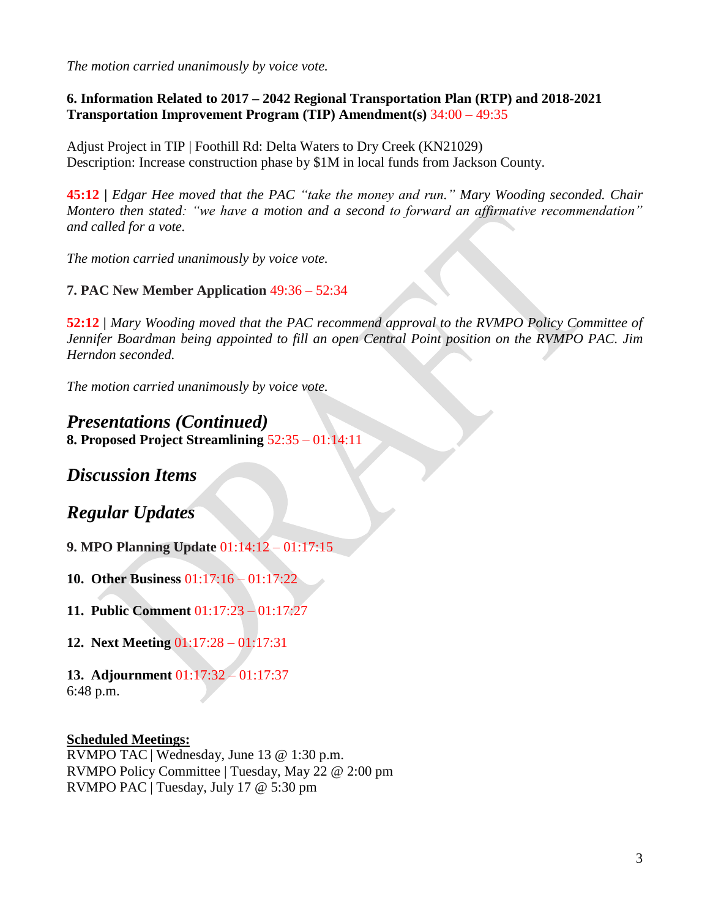*The motion carried unanimously by voice vote.*

**6. Information Related to 2017 – 2042 Regional Transportation Plan (RTP) and 2018-2021 Transportation Improvement Program (TIP) Amendment(s)** 34:00 – 49:35

Adjust Project in TIP | Foothill Rd: Delta Waters to Dry Creek (KN21029)
Description: Increase construction phase by $1M in local funds from Jackson County.

**45:12 |** *Edgar Hee moved that the PAC "take the money and run." Mary Wooding seconded. Chair Montero then stated: "we have a motion and a second to forward an affirmative recommendation" and called for a vote.*

*The motion carried unanimously by voice vote.*

**7. PAC New Member Application** 49:36 – 52:34

**52:12 |** *Mary Wooding moved that the PAC recommend approval to the RVMPO Policy Committee of Jennifer Boardman being appointed to fill an open Central Point position on the RVMPO PAC. Jim Herndon seconded.*

*The motion carried unanimously by voice vote.*

## *Presentations (Continued)*

**8. Proposed Project Streamlining** 52:35 – 01:14:11

## *Discussion Items*

## *Regular Updates*

**9. MPO Planning Update** 01:14:12 – 01:17:15

**10. Other Business** 01:17:16 – 01:17:22

**11. Public Comment** 01:17:23 – 01:17:27

**12. Next Meeting** 01:17:28 – 01:17:31

**13. Adjournment** 01:17:32 – 01:17:37
6:48 p.m.

**Scheduled Meetings:**
RVMPO TAC | Wednesday, June 13 @ 1:30 p.m.
RVMPO Policy Committee | Tuesday, May 22 @ 2:00 pm
RVMPO PAC | Tuesday, July 17 @ 5:30 pm